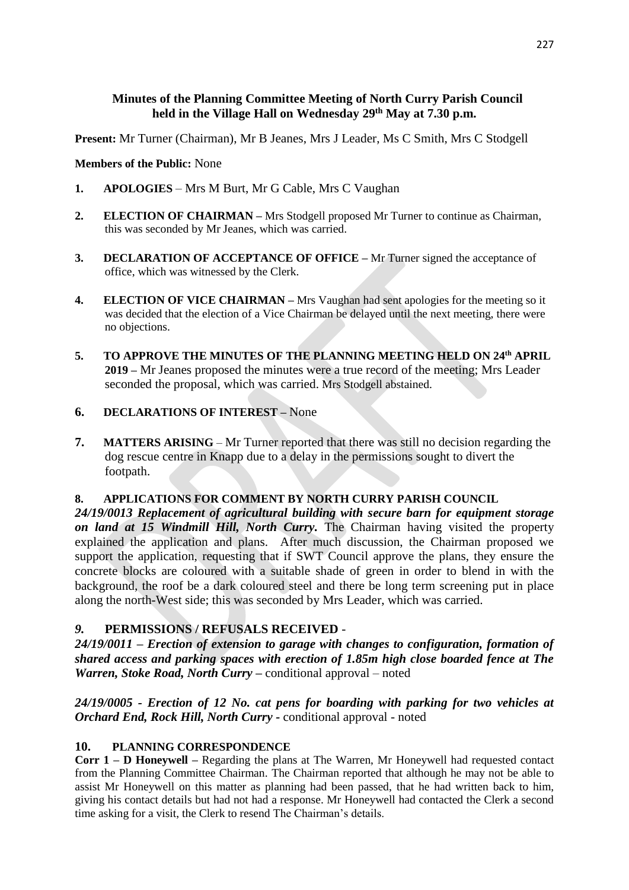## Minutes of the Planning Committee Meeting of North Curry Parish Council held in the Village Hall on Wednesday 29th May at 7.30 p.m.

**Present:** Mr Turner (Chairman), Mr B Jeanes, Mrs J Leader, Ms C Smith, Mrs C Stodgell

**Members of the Public:** None

1. **APOLOGIES** – Mrs M Burt, Mr G Cable, Mrs C Vaughan

2. **ELECTION OF CHAIRMAN –** Mrs Stodgell proposed Mr Turner to continue as Chairman, this was seconded by Mr Jeanes, which was carried.

3. **DECLARATION OF ACCEPTANCE OF OFFICE –** Mr Turner signed the acceptance of office, which was witnessed by the Clerk.

4. **ELECTION OF VICE CHAIRMAN –** Mrs Vaughan had sent apologies for the meeting so it was decided that the election of a Vice Chairman be delayed until the next meeting, there were no objections.

5. **TO APPROVE THE MINUTES OF THE PLANNING MEETING HELD ON 24th APRIL 2019 –** Mr Jeanes proposed the minutes were a true record of the meeting; Mrs Leader seconded the proposal, which was carried. Mrs Stodgell abstained.

6. **DECLARATIONS OF INTEREST –** None

7. **MATTERS ARISING** – Mr Turner reported that there was still no decision regarding the dog rescue centre in Knapp due to a delay in the permissions sought to divert the footpath.

8. **APPLICATIONS FOR COMMENT BY NORTH CURRY PARISH COUNCIL**

***24/19/0013 Replacement of agricultural building with secure barn for equipment storage on land at 15 Windmill Hill, North Curry.*** The Chairman having visited the property explained the application and plans. After much discussion, the Chairman proposed we support the application, requesting that if SWT Council approve the plans, they ensure the concrete blocks are coloured with a suitable shade of green in order to blend in with the background, the roof be a dark coloured steel and there be long term screening put in place along the north-West side; this was seconded by Mrs Leader, which was carried.

*9.* **PERMISSIONS / REFUSALS RECEIVED** -

***24/19/0011 – Erection of extension to garage with changes to configuration, formation of shared access and parking spaces with erection of 1.85m high close boarded fence at The Warren, Stoke Road, North Curry –*** conditional approval – noted

***24/19/0005 - Erection of 12 No. cat pens for boarding with parking for two vehicles at Orchard End, Rock Hill, North Curry -*** conditional approval - noted

10. **PLANNING CORRESPONDENCE**

**Corr 1 – D Honeywell –** Regarding the plans at The Warren, Mr Honeywell had requested contact from the Planning Committee Chairman. The Chairman reported that although he may not be able to assist Mr Honeywell on this matter as planning had been passed, that he had written back to him, giving his contact details but had not had a response. Mr Honeywell had contacted the Clerk a second time asking for a visit, the Clerk to resend The Chairman's details.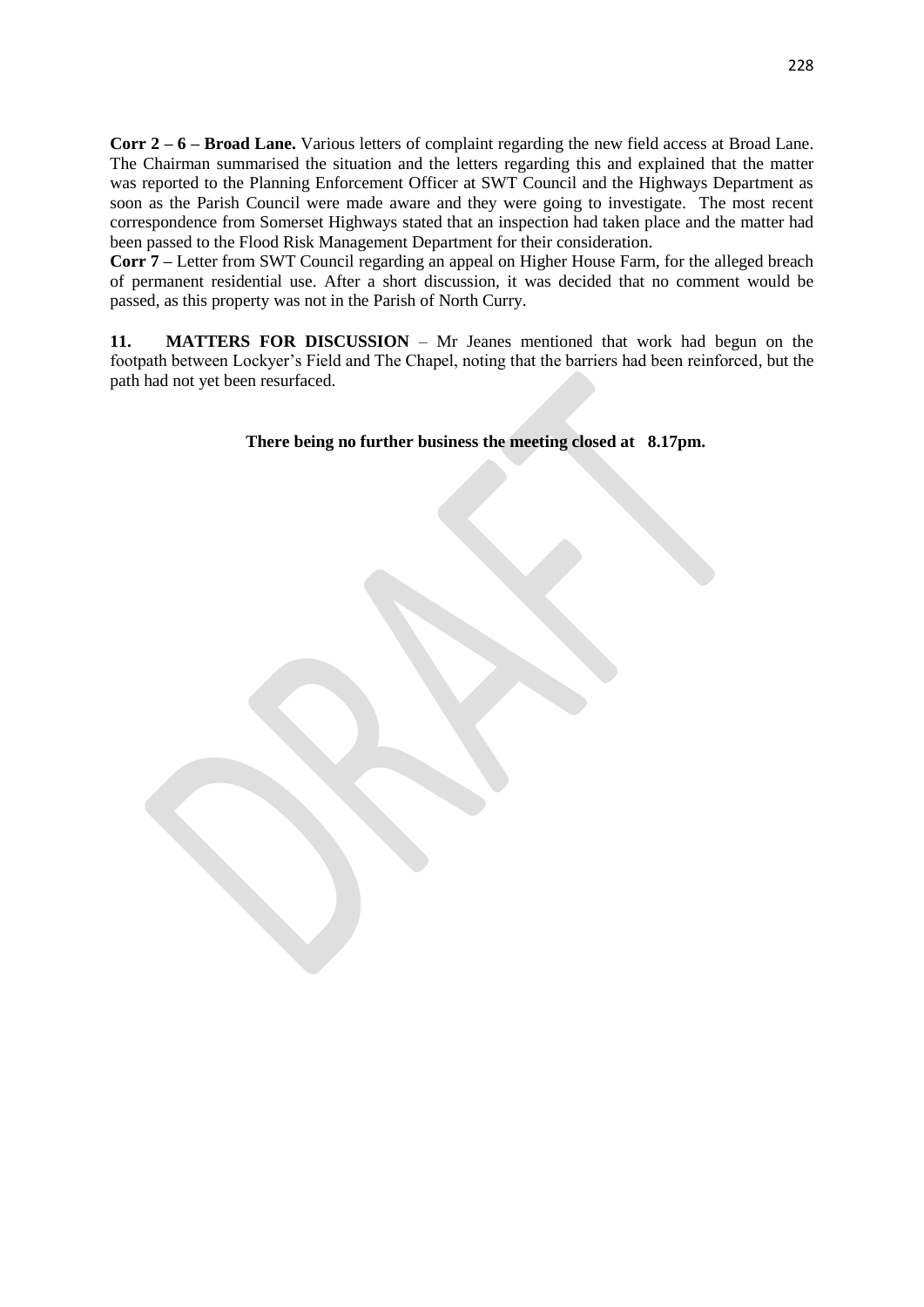**Corr 2 – 6 – Broad Lane.** Various letters of complaint regarding the new field access at Broad Lane. The Chairman summarised the situation and the letters regarding this and explained that the matter was reported to the Planning Enforcement Officer at SWT Council and the Highways Department as soon as the Parish Council were made aware and they were going to investigate. The most recent correspondence from Somerset Highways stated that an inspection had taken place and the matter had been passed to the Flood Risk Management Department for their consideration.

**Corr 7 –** Letter from SWT Council regarding an appeal on Higher House Farm, for the alleged breach of permanent residential use. After a short discussion, it was decided that no comment would be passed, as this property was not in the Parish of North Curry.

**11. MATTERS FOR DISCUSSION** – Mr Jeanes mentioned that work had begun on the footpath between Lockyer's Field and The Chapel, noting that the barriers had been reinforced, but the path had not yet been resurfaced.

**There being no further business the meeting closed at 8.17pm.**

DRAFT